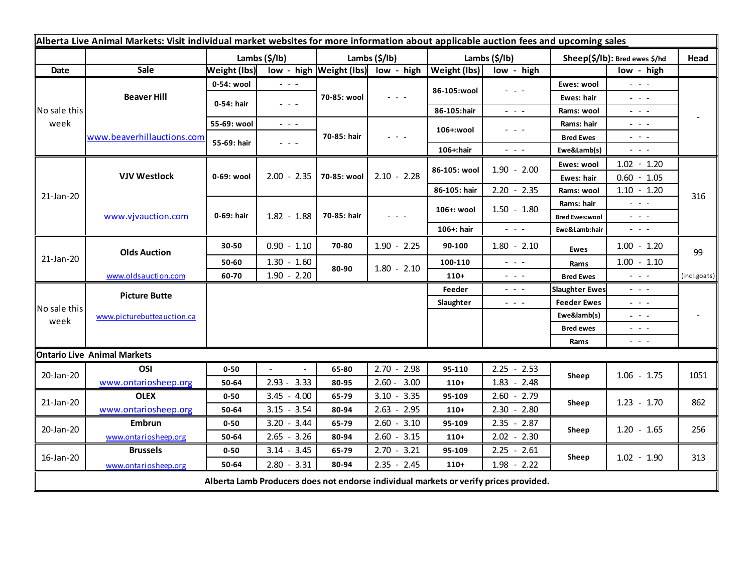**Alberta Live Animal Markets: Visit individual market websites for more information about applicable auction fees and upcoming sales**

| Date | Sale | Lambs ($/lb) Weight (lbs) | low - high | Lambs ($/lb) Weight (lbs) | low - high | Lambs ($/lb) Weight (lbs) | low - high | Sheep($/lb): Bred ewes $/hd | low - high | Head |
|---|---|---|---|---|---|---|---|---|---|---|
| No sale this week | Beaver Hill | 0-54: wool | - - - | 70-85: wool | - - - | 86-105:wool | - - - | Ewes: wool | - - - | - |
| | | 0-54: hair | - - - | | | | | Ewes: hair | - - - | |
| | | | | | | 86-105:hair | - - - | Rams: wool | - - - | |
| | www.beaverhillauctions.com | 55-69: wool | - - - | 70-85: hair | - - - | 106+:wool | - - - | Rams: hair | - - - | |
| | | 55-69: hair | - - - | | | | | Bred Ewes | - - - | |
| | | | | | | 106+:hair | - - - | Ewe&Lamb(s) | - - - | |
| 21-Jan-20 | VJV Westlock | 0-69: wool | 2.00 - 2.35 | 70-85: wool | 2.10 - 2.28 | 86-105: wool | 1.90 - 2.00 | Ewes: wool | 1.02 - 1.20 | 316 |
| | | | | | | | | Ewes: hair | 0.60 - 1.05 | |
| | | | | | | 86-105: hair | 2.20 - 2.35 | Rams: wool | 1.10 - 1.20 | |
| | www.vjvauction.com | 0-69: hair | 1.82 - 1.88 | 70-85: hair | - - - | 106+: wool | 1.50 - 1.80 | Rams: hair | - - - | |
| | | | | | | | | Bred Ewes:wool | - - - | |
| | | | | | | 106+: hair | - - - | Ewe&Lamb:hair | - - - | |
| 21-Jan-20 | Olds Auction | 30-50 | 0.90 - 1.10 | 70-80 | 1.90 - 2.25 | 90-100 | 1.80 - 2.10 | Ewes | 1.00 - 1.20 | 99 |
| | | 50-60 | 1.30 - 1.60 | 80-90 | 1.80 - 2.10 | 100-110 | - - - | Rams | 1.00 - 1.10 | |
| | www.oldsauction.com | 60-70 | 1.90 - 2.20 | | | 110+ | - - - | Bred Ewes | - - - | (incl.goats) |
| No sale this week | Picture Butte | | | | | Feeder | - - - | Slaughter Ewes | - - - | - |
| | | | | | | Slaughter | - - - | Feeder Ewes | - - - | |
| | www.picturebutteauction.ca | | | | | | | Ewe&lamb(s) | - - - | |
| | | | | | | | | Bred ewes | - - - | |
| | | | | | | | | Rams | - - - | |
| **Ontario Live Animal Markets** | | | | | | | | | | |
| 20-Jan-20 | OSI | 0-50 | - - | 65-80 | 2.70 - 2.98 | 95-110 | 2.25 - 2.53 | Sheep | 1.06 - 1.75 | 1051 |
| | www.ontariosheep.org | 50-64 | 2.93 - 3.33 | 80-95 | 2.60 - 3.00 | 110+ | 1.83 - 2.48 | | | |
| 21-Jan-20 | OLEX | 0-50 | 3.45 - 4.00 | 65-79 | 3.10 - 3.35 | 95-109 | 2.60 - 2.79 | Sheep | 1.23 - 1.70 | 862 |
| | www.ontariosheep.org | 50-64 | 3.15 - 3.54 | 80-94 | 2.63 - 2.95 | 110+ | 2.30 - 2.80 | | | |
| 20-Jan-20 | Embrun | 0-50 | 3.20 - 3.44 | 65-79 | 2.60 - 3.10 | 95-109 | 2.35 - 2.87 | Sheep | 1.20 - 1.65 | 256 |
| | www.ontariosheep.org | 50-64 | 2.65 - 3.26 | 80-94 | 2.60 - 3.15 | 110+ | 2.02 - 2.30 | | | |
| 16-Jan-20 | Brussels | 0-50 | 3.14 - 3.45 | 65-79 | 2.70 - 3.21 | 95-109 | 2.25 - 2.61 | Sheep | 1.02 - 1.90 | 313 |
| | www.ontariosheep.org | 50-64 | 2.80 - 3.31 | 80-94 | 2.35 - 2.45 | 110+ | 1.98 - 2.22 | | | |

**Alberta Lamb Producers does not endorse individual markets or verify prices provided.**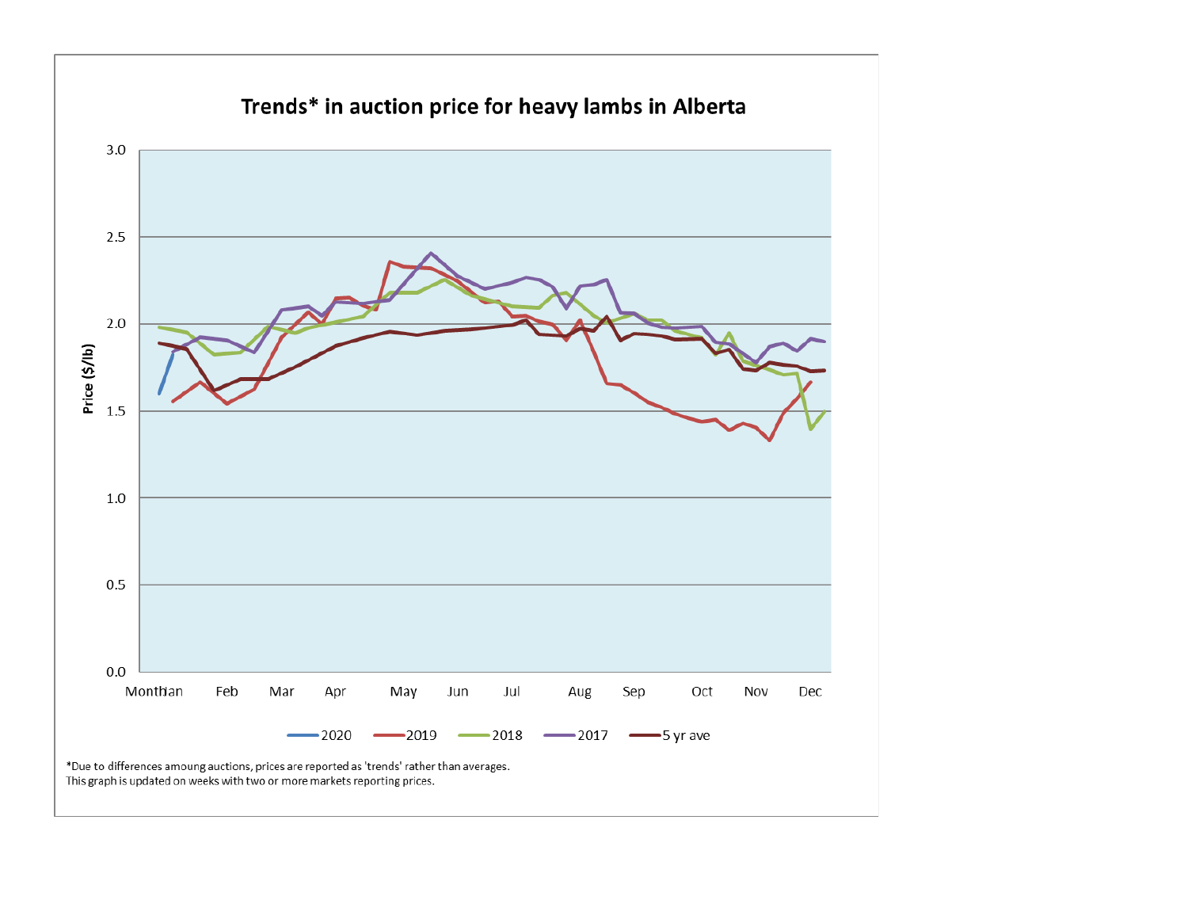## Trends* in auction price for heavy lambs in Alberta

Price ($/lb)

3.0
2.5
2.0
1.5
1.0
0.5
0.0

Month Jan Feb Mar Apr May Jun Jul Aug Sep Oct Nov Dec

2020 2019 2018 2017 5 yr ave

*Due to differences amoung auctions, prices are reported as 'trends' rather than averages.
This graph is updated on weeks with two or more markets reporting prices.